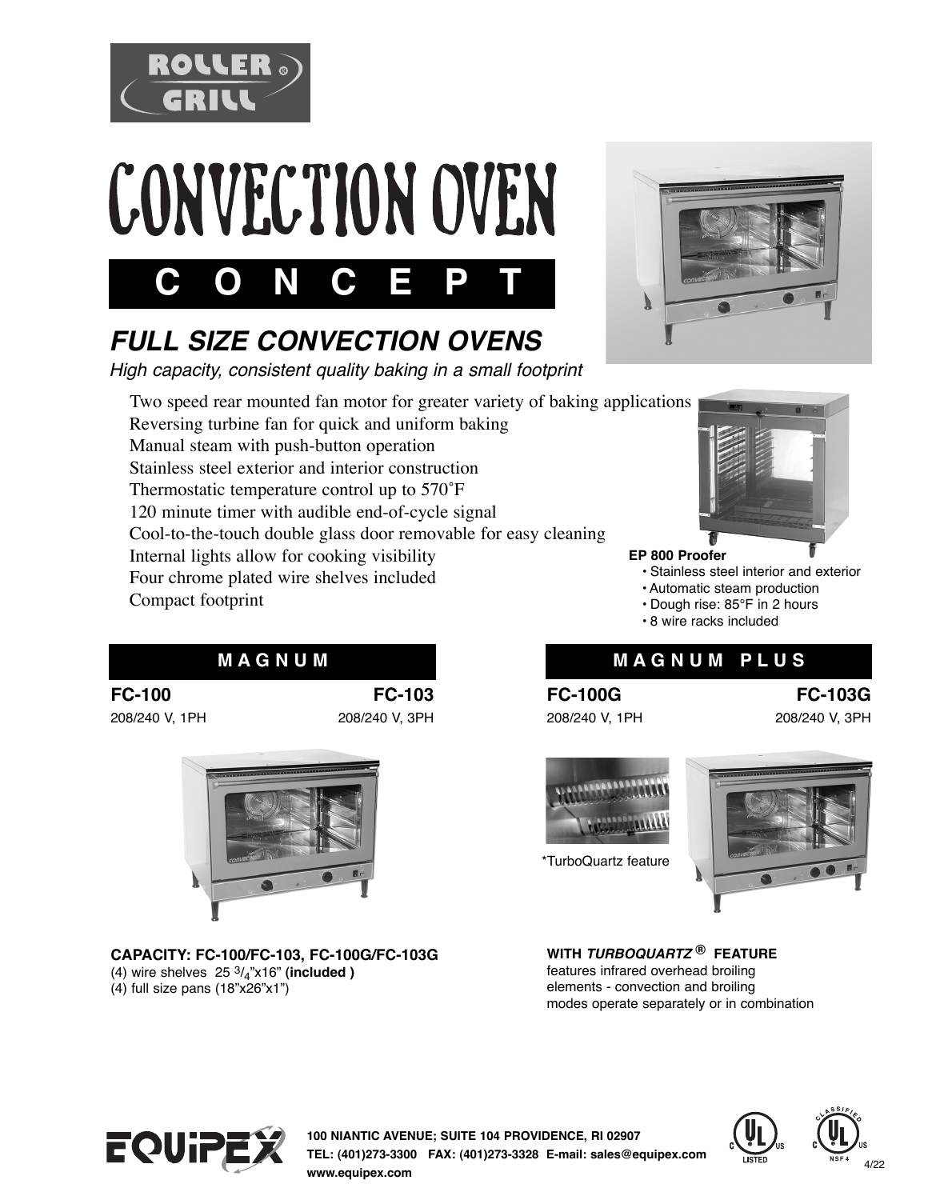ROLLER GRILL

# CONVECTION OVEN

## C O N C E P T

## *FULL SIZE CONVECTION OVENS*

*High capacity, consistent quality baking in a small footprint*

- Two speed rear mounted fan motor for greater variety of baking applications
- Reversing turbine fan for quick and uniform baking
- Manual steam with push-button operation
- Stainless steel exterior and interior construction
- Thermostatic temperature control up to 570˚F
- 120 minute timer with audible end-of-cycle signal
- Cool-to-the-touch double glass door removable for easy cleaning
- Internal lights allow for cooking visibility
- Four chrome plated wire shelves included
- Compact footprint

**EP 800 Proofer**
- Stainless steel interior and exterior
- Automatic steam production
- Dough rise: 85°F in 2 hours
- 8 wire racks included

### M A G N U M

| **FC-100** | **FC-103** |
|---|---|
| 208/240 V, 1PH | 208/240 V, 3PH |

**CAPACITY: FC-100/FC-103, FC-100G/FC-103G**
(4) wire shelves 25 3/4”x16” **(included )**
(4) full size pans (18”x26”x1”)

### M A G N U M  P L U S

| **FC-100G** | **FC-103G** |
|---|---|
| 208/240 V, 1PH | 208/240 V, 3PH |

*TurboQuartz feature

**WITH *TURBOQUARTZ®* FEATURE**
features infrared overhead broiling elements - convection and broiling modes operate separately or in combination

EQUIPEX

**100 NIANTIC AVENUE; SUITE 104 PROVIDENCE, RI 02907**
**TEL: (401)273-3300 FAX: (401)273-3328 E-mail: sales@equipex.com**
**www.equipex.com**

4/22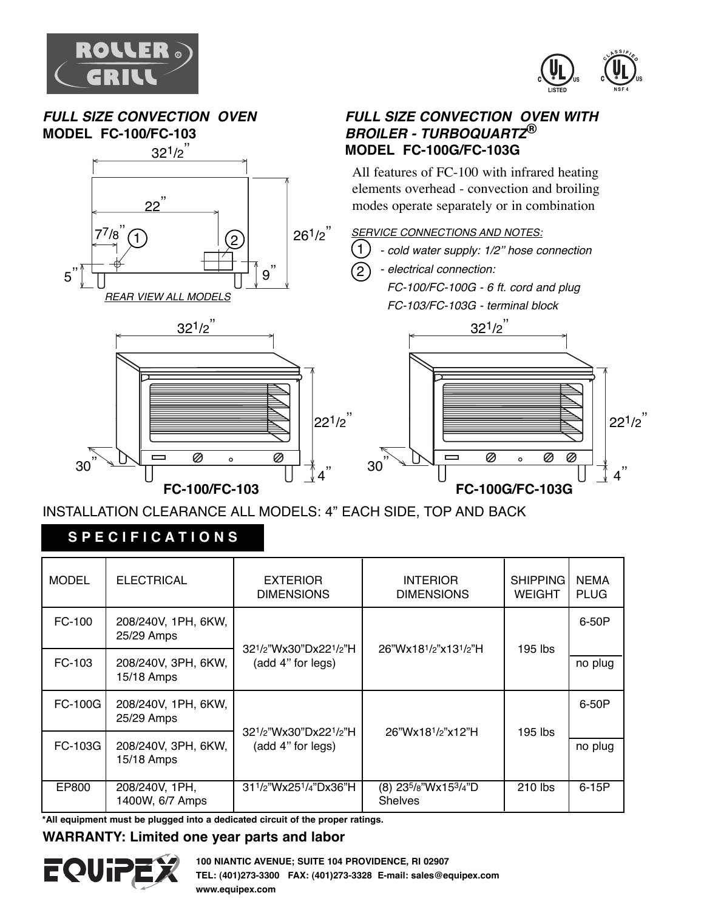## FULL SIZE CONVECTION OVEN
**MODEL FC-100/FC-103**

32 1/2"

22"

7 7/8"

26 1/2"

5"

9"

*REAR VIEW ALL MODELS*

## FULL SIZE CONVECTION OVEN WITH BROILER - TURBOQUARTZ®
**MODEL FC-100G/FC-103G**

All features of FC-100 with infrared heating elements overhead - convection and broiling modes operate separately or in combination

*SERVICE CONNECTIONS AND NOTES:*

1. *- cold water supply: 1/2" hose connection*
2. *- electrical connection:*
   *FC-100/FC-100G - 6 ft. cord and plug*
   *FC-103/FC-103G - terminal block*

32 1/2"

22 1/2"

30"

4"

**FC-100/FC-103**

32 1/2"

22 1/2"

30"

4"

**FC-100G/FC-103G**

INSTALLATION CLEARANCE ALL MODELS: 4" EACH SIDE, TOP AND BACK

## SPECIFICATIONS

| MODEL | ELECTRICAL | EXTERIOR DIMENSIONS | INTERIOR DIMENSIONS | SHIPPING WEIGHT | NEMA PLUG |
|---|---|---|---|---|---|
| FC-100 | 208/240V, 1PH, 6KW, 25/29 Amps | 32 1/2"Wx30"Dx22 1/2"H (add 4" for legs) | 26"Wx18 1/2"x13 1/2"H | 195 lbs | 6-50P |
| FC-103 | 208/240V, 3PH, 6KW, 15/18 Amps | | | | no plug |
| FC-100G | 208/240V, 1PH, 6KW, 25/29 Amps | 32 1/2"Wx30"Dx22 1/2"H (add 4" for legs) | 26"Wx18 1/2"x12"H | 195 lbs | 6-50P |
| FC-103G | 208/240V, 3PH, 6KW, 15/18 Amps | | | | no plug |
| EP800 | 208/240V, 1PH, 1400W, 6/7 Amps | 31 1/2"Wx25 1/4"Dx36"H | (8) 23 5/8"Wx15 3/4"D Shelves | 210 lbs | 6-15P |

**\*All equipment must be plugged into a dedicated circuit of the proper ratings.**

**WARRANTY: Limited one year parts and labor**

**100 NIANTIC AVENUE; SUITE 104 PROVIDENCE, RI 02907**
**TEL: (401)273-3300 FAX: (401)273-3328 E-mail: sales@equipex.com**
**www.equipex.com**